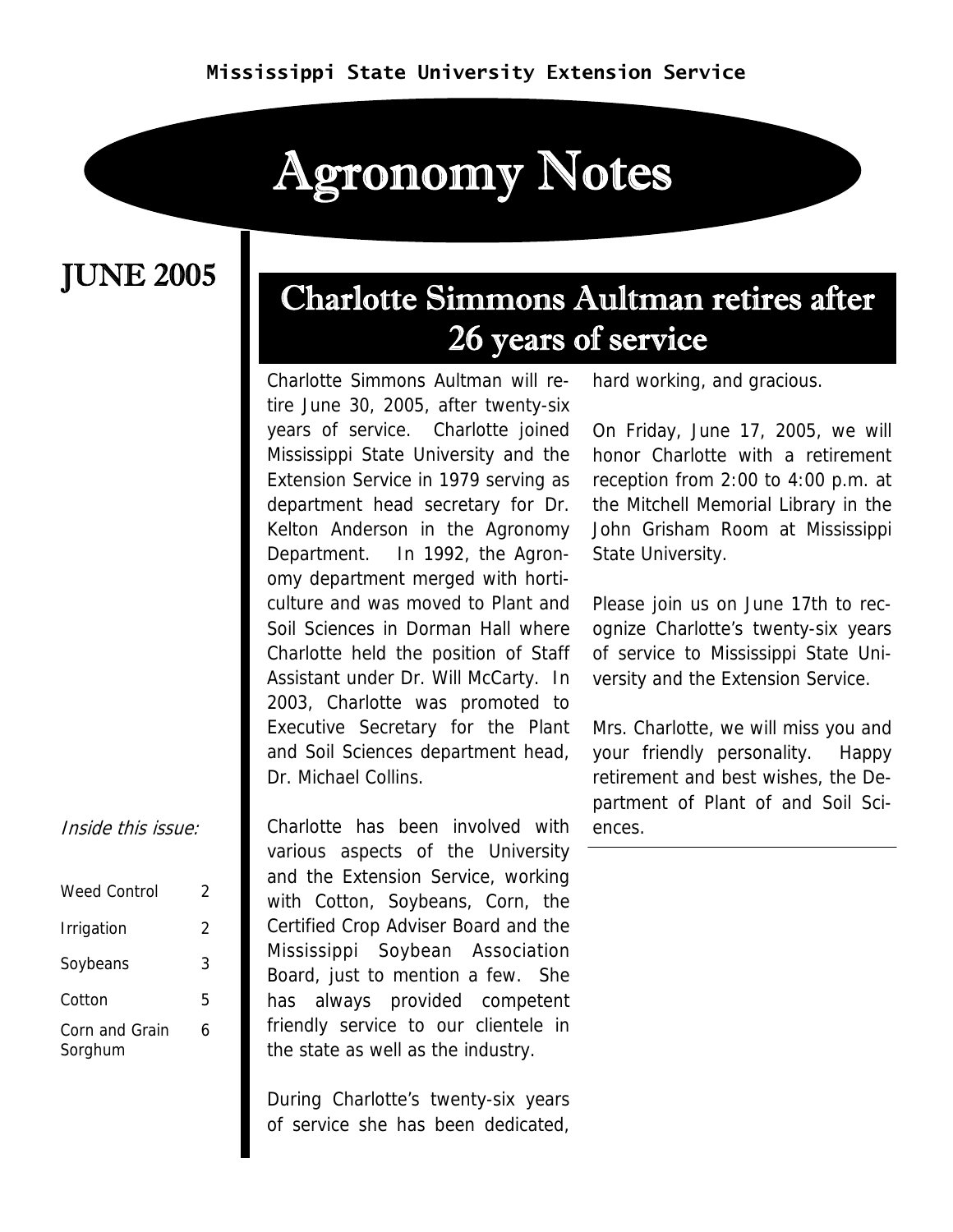Mississippi State University Extension Service

# Agronomy Notes

## JUNE 2005

## Charlotte Simmons Aultman retires after 26 years of service

Charlotte Simmons Aultman will retire June 30, 2005, after twenty-six years of service. Charlotte joined Mississippi State University and the Extension Service in 1979 serving as department head secretary for Dr. Kelton Anderson in the Agronomy Department. In 1992, the Agronomy department merged with horticulture and was moved to Plant and Soil Sciences in Dorman Hall where Charlotte held the position of Staff Assistant under Dr. Will McCarty. In 2003, Charlotte was promoted to Executive Secretary for the Plant and Soil Sciences department head, Dr. Michael Collins.

Charlotte has been involved with various aspects of the University and the Extension Service, working with Cotton, Soybeans, Corn, the Certified Crop Adviser Board and the Mississippi Soybean Association Board, just to mention a few. She has always provided competent friendly service to our clientele in the state as well as the industry.

During Charlotte's twenty-six years of service she has been dedicated, hard working, and gracious.

On Friday, June 17, 2005, we will honor Charlotte with a retirement reception from 2:00 to 4:00 p.m. at the Mitchell Memorial Library in the John Grisham Room at Mississippi State University.

Please join us on June 17th to recognize Charlotte's twenty-six years of service to Mississippi State University and the Extension Service.

Mrs. Charlotte, we will miss you and your friendly personality. Happy retirement and best wishes, the Department of Plant of and Soil Sciences.

*Inside this issue:*

| | |
|---|---|
| Weed Control | 2 |
| Irrigation | 2 |
| Soybeans | 3 |
| Cotton | 5 |
| Corn and Grain Sorghum | 6 |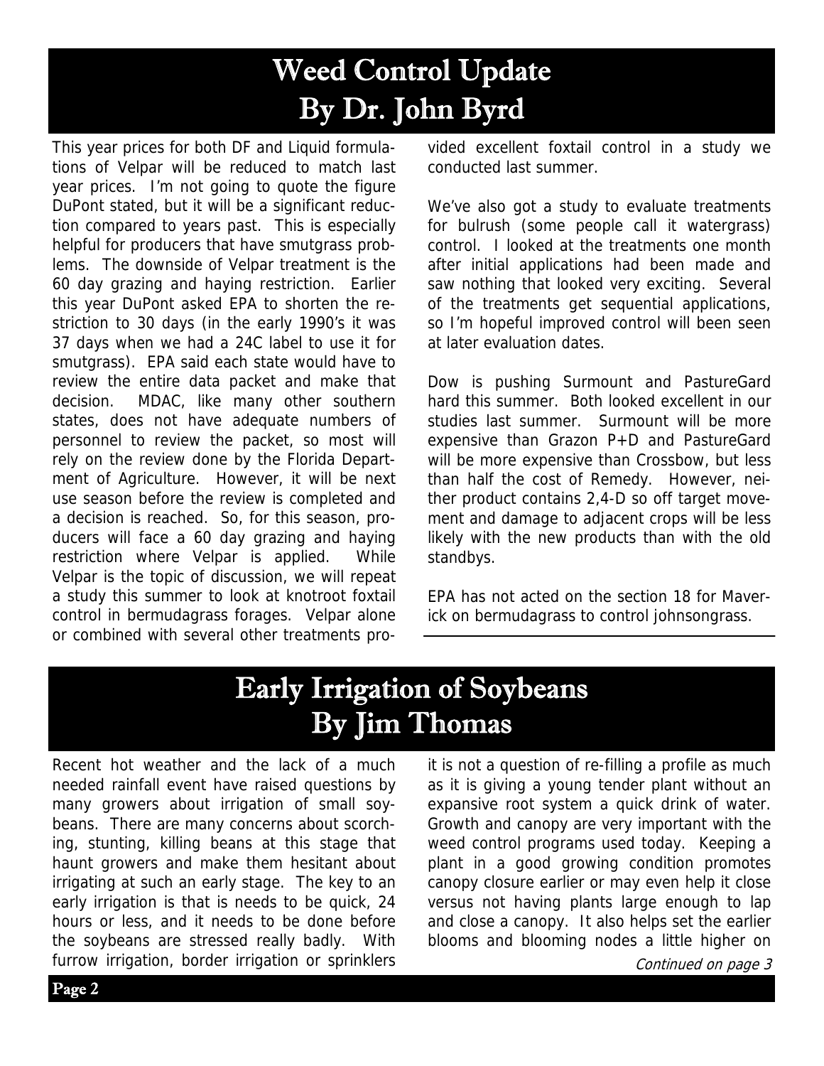# Weed Control Update
## By Dr. John Byrd

This year prices for both DF and Liquid formulations of Velpar will be reduced to match last year prices. I'm not going to quote the figure DuPont stated, but it will be a significant reduction compared to years past. This is especially helpful for producers that have smutgrass problems. The downside of Velpar treatment is the 60 day grazing and haying restriction. Earlier this year DuPont asked EPA to shorten the restriction to 30 days (in the early 1990's it was 37 days when we had a 24C label to use it for smutgrass). EPA said each state would have to review the entire data packet and make that decision. MDAC, like many other southern states, does not have adequate numbers of personnel to review the packet, so most will rely on the review done by the Florida Department of Agriculture. However, it will be next use season before the review is completed and a decision is reached. So, for this season, producers will face a 60 day grazing and haying restriction where Velpar is applied. While Velpar is the topic of discussion, we will repeat a study this summer to look at knotroot foxtail control in bermudagrass forages. Velpar alone or combined with several other treatments provided excellent foxtail control in a study we conducted last summer.

We've also got a study to evaluate treatments for bulrush (some people call it watergrass) control. I looked at the treatments one month after initial applications had been made and saw nothing that looked very exciting. Several of the treatments get sequential applications, so I'm hopeful improved control will been seen at later evaluation dates.

Dow is pushing Surmount and PastureGard hard this summer. Both looked excellent in our studies last summer. Surmount will be more expensive than Grazon P+D and PastureGard will be more expensive than Crossbow, but less than half the cost of Remedy. However, neither product contains 2,4-D so off target movement and damage to adjacent crops will be less likely with the new products than with the old standbys.

EPA has not acted on the section 18 for Maverick on bermudagrass to control johnsongrass.

# Early Irrigation of Soybeans
## By Jim Thomas

Recent hot weather and the lack of a much needed rainfall event have raised questions by many growers about irrigation of small soybeans. There are many concerns about scorching, stunting, killing beans at this stage that haunt growers and make them hesitant about irrigating at such an early stage. The key to an early irrigation is that is needs to be quick, 24 hours or less, and it needs to be done before the soybeans are stressed really badly. With furrow irrigation, border irrigation or sprinklers it is not a question of re-filling a profile as much as it is giving a young tender plant without an expansive root system a quick drink of water. Growth and canopy are very important with the weed control programs used today. Keeping a plant in a good growing condition promotes canopy closure earlier or may even help it close versus not having plants large enough to lap and close a canopy. It also helps set the earlier blooms and blooming nodes a little higher on

*Continued on page 3*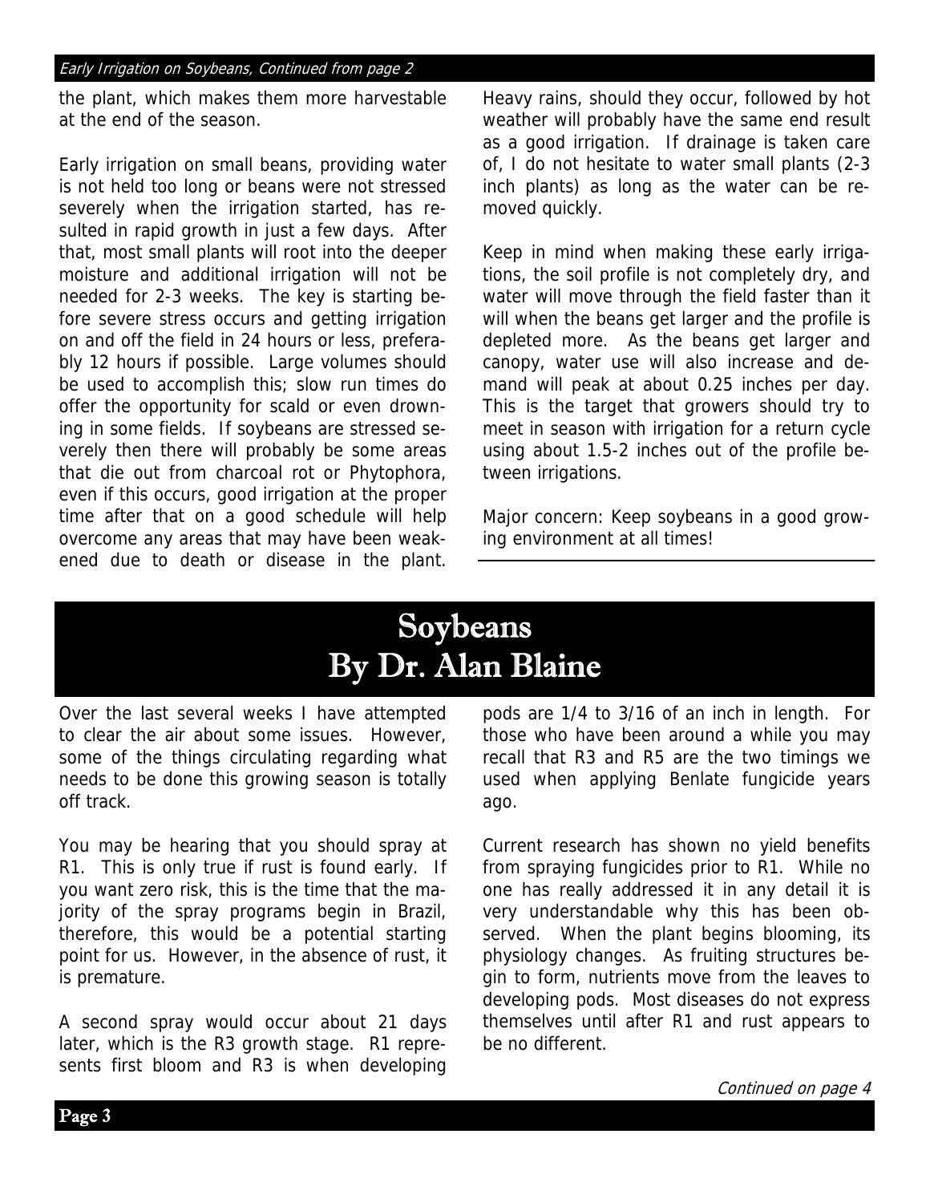*Early Irrigation on Soybeans, Continued from page 2*

the plant, which makes them more harvestable at the end of the season.

Early irrigation on small beans, providing water is not held too long or beans were not stressed severely when the irrigation started, has resulted in rapid growth in just a few days. After that, most small plants will root into the deeper moisture and additional irrigation will not be needed for 2-3 weeks. The key is starting before severe stress occurs and getting irrigation on and off the field in 24 hours or less, preferably 12 hours if possible. Large volumes should be used to accomplish this; slow run times do offer the opportunity for scald or even drowning in some fields. If soybeans are stressed severely then there will probably be some areas that die out from charcoal rot or Phytophora, even if this occurs, good irrigation at the proper time after that on a good schedule will help overcome any areas that may have been weakened due to death or disease in the plant. Heavy rains, should they occur, followed by hot weather will probably have the same end result as a good irrigation. If drainage is taken care of, I do not hesitate to water small plants (2-3 inch plants) as long as the water can be removed quickly.

Keep in mind when making these early irrigations, the soil profile is not completely dry, and water will move through the field faster than it will when the beans get larger and the profile is depleted more. As the beans get larger and canopy, water use will also increase and demand will peak at about 0.25 inches per day. This is the target that growers should try to meet in season with irrigation for a return cycle using about 1.5-2 inches out of the profile between irrigations.

Major concern: Keep soybeans in a good growing environment at all times!

# Soybeans
## By Dr. Alan Blaine

Over the last several weeks I have attempted to clear the air about some issues. However, some of the things circulating regarding what needs to be done this growing season is totally off track.

You may be hearing that you should spray at R1. This is only true if rust is found early. If you want zero risk, this is the time that the majority of the spray programs begin in Brazil, therefore, this would be a potential starting point for us. However, in the absence of rust, it is premature.

A second spray would occur about 21 days later, which is the R3 growth stage. R1 represents first bloom and R3 is when developing pods are 1/4 to 3/16 of an inch in length. For those who have been around a while you may recall that R3 and R5 are the two timings we used when applying Benlate fungicide years ago.

Current research has shown no yield benefits from spraying fungicides prior to R1. While no one has really addressed it in any detail it is very understandable why this has been observed. When the plant begins blooming, its physiology changes. As fruiting structures begin to form, nutrients move from the leaves to developing pods. Most diseases do not express themselves until after R1 and rust appears to be no different.

*Continued on page 4*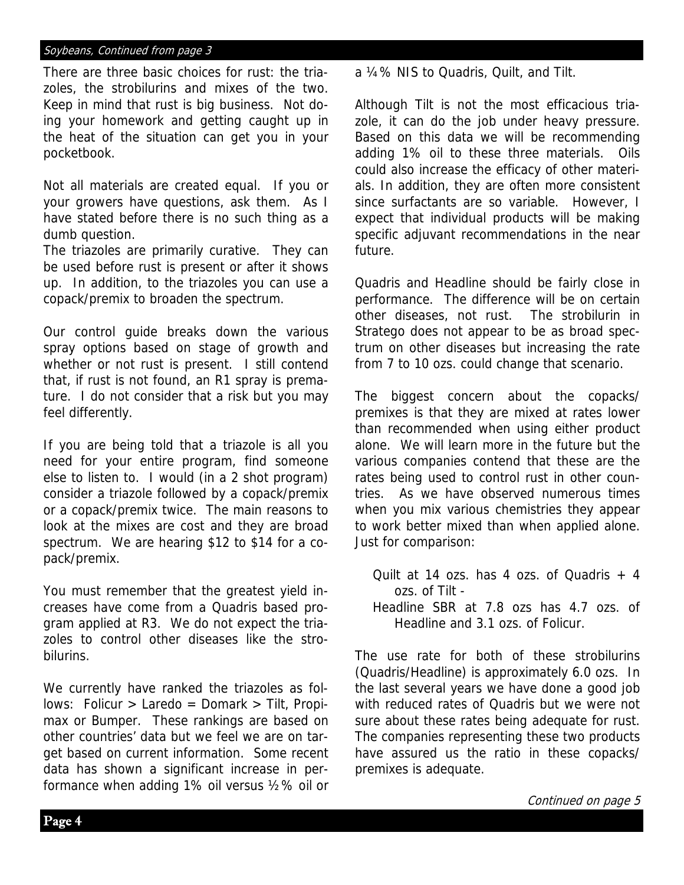*Soybeans, Continued from page 3*

There are three basic choices for rust: the triazoles, the strobilurins and mixes of the two. Keep in mind that rust is big business. Not doing your homework and getting caught up in the heat of the situation can get you in your pocketbook.

Not all materials are created equal. If you or your growers have questions, ask them. As I have stated before there is no such thing as a dumb question.

The triazoles are primarily curative. They can be used before rust is present or after it shows up. In addition, to the triazoles you can use a copack/premix to broaden the spectrum.

Our control guide breaks down the various spray options based on stage of growth and whether or not rust is present. I still contend that, if rust is not found, an R1 spray is premature. I do not consider that a risk but you may feel differently.

If you are being told that a triazole is all you need for your entire program, find someone else to listen to. I would (in a 2 shot program) consider a triazole followed by a copack/premix or a copack/premix twice. The main reasons to look at the mixes are cost and they are broad spectrum. We are hearing $12 to $14 for a copack/premix.

You must remember that the greatest yield increases have come from a Quadris based program applied at R3. We do not expect the triazoles to control other diseases like the strobilurins.

We currently have ranked the triazoles as follows: Folicur > Laredo = Domark > Tilt, Propimax or Bumper. These rankings are based on other countries' data but we feel we are on target based on current information. Some recent data has shown a significant increase in performance when adding 1% oil versus ½% oil or a ¼% NIS to Quadris, Quilt, and Tilt.

Although Tilt is not the most efficacious triazole, it can do the job under heavy pressure. Based on this data we will be recommending adding 1% oil to these three materials. Oils could also increase the efficacy of other materials. In addition, they are often more consistent since surfactants are so variable. However, I expect that individual products will be making specific adjuvant recommendations in the near future.

Quadris and Headline should be fairly close in performance. The difference will be on certain other diseases, not rust. The strobilurin in Stratego does not appear to be as broad spectrum on other diseases but increasing the rate from 7 to 10 ozs. could change that scenario.

The biggest concern about the copacks/premixes is that they are mixed at rates lower than recommended when using either product alone. We will learn more in the future but the various companies contend that these are the rates being used to control rust in other countries. As we have observed numerous times when you mix various chemistries they appear to work better mixed than when applied alone. Just for comparison:

Quilt at 14 ozs. has 4 ozs. of Quadris + 4 ozs. of Tilt -
Headline SBR at 7.8 ozs has 4.7 ozs. of Headline and 3.1 ozs. of Folicur.

The use rate for both of these strobilurins (Quadris/Headline) is approximately 6.0 ozs. In the last several years we have done a good job with reduced rates of Quadris but we were not sure about these rates being adequate for rust. The companies representing these two products have assured us the ratio in these copacks/premixes is adequate.

*Continued on page 5*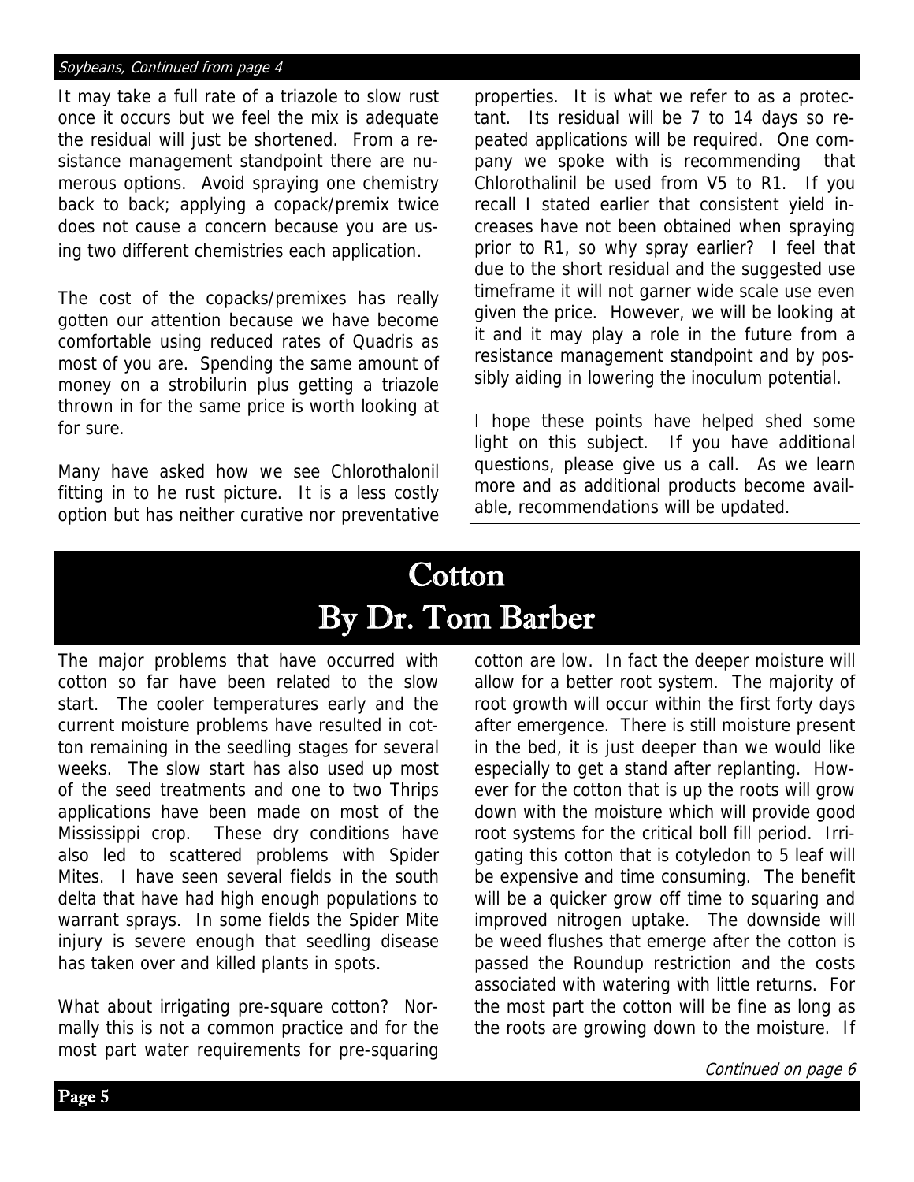*Soybeans, Continued from page 4*

It may take a full rate of a triazole to slow rust once it occurs but we feel the mix is adequate the residual will just be shortened. From a resistance management standpoint there are numerous options. Avoid spraying one chemistry back to back; applying a copack/premix twice does not cause a concern because you are using two different chemistries each application.

The cost of the copacks/premixes has really gotten our attention because we have become comfortable using reduced rates of Quadris as most of you are. Spending the same amount of money on a strobilurin plus getting a triazole thrown in for the same price is worth looking at for sure.

Many have asked how we see Chlorothalonil fitting in to he rust picture. It is a less costly option but has neither curative nor preventative properties. It is what we refer to as a protectant. Its residual will be 7 to 14 days so repeated applications will be required. One company we spoke with is recommending that Chlorothalinil be used from V5 to R1. If you recall I stated earlier that consistent yield increases have not been obtained when spraying prior to R1, so why spray earlier? I feel that due to the short residual and the suggested use timeframe it will not garner wide scale use even given the price. However, we will be looking at it and it may play a role in the future from a resistance management standpoint and by possibly aiding in lowering the inoculum potential.

I hope these points have helped shed some light on this subject. If you have additional questions, please give us a call. As we learn more and as additional products become available, recommendations will be updated.

# Cotton
## By Dr. Tom Barber

The major problems that have occurred with cotton so far have been related to the slow start. The cooler temperatures early and the current moisture problems have resulted in cotton remaining in the seedling stages for several weeks. The slow start has also used up most of the seed treatments and one to two Thrips applications have been made on most of the Mississippi crop. These dry conditions have also led to scattered problems with Spider Mites. I have seen several fields in the south delta that have had high enough populations to warrant sprays. In some fields the Spider Mite injury is severe enough that seedling disease has taken over and killed plants in spots.

What about irrigating pre-square cotton? Normally this is not a common practice and for the most part water requirements for pre-squaring cotton are low. In fact the deeper moisture will allow for a better root system. The majority of root growth will occur within the first forty days after emergence. There is still moisture present in the bed, it is just deeper than we would like especially to get a stand after replanting. However for the cotton that is up the roots will grow down with the moisture which will provide good root systems for the critical boll fill period. Irrigating this cotton that is cotyledon to 5 leaf will be expensive and time consuming. The benefit will be a quicker grow off time to squaring and improved nitrogen uptake. The downside will be weed flushes that emerge after the cotton is passed the Roundup restriction and the costs associated with watering with little returns. For the most part the cotton will be fine as long as the roots are growing down to the moisture. If

*Continued on page 6*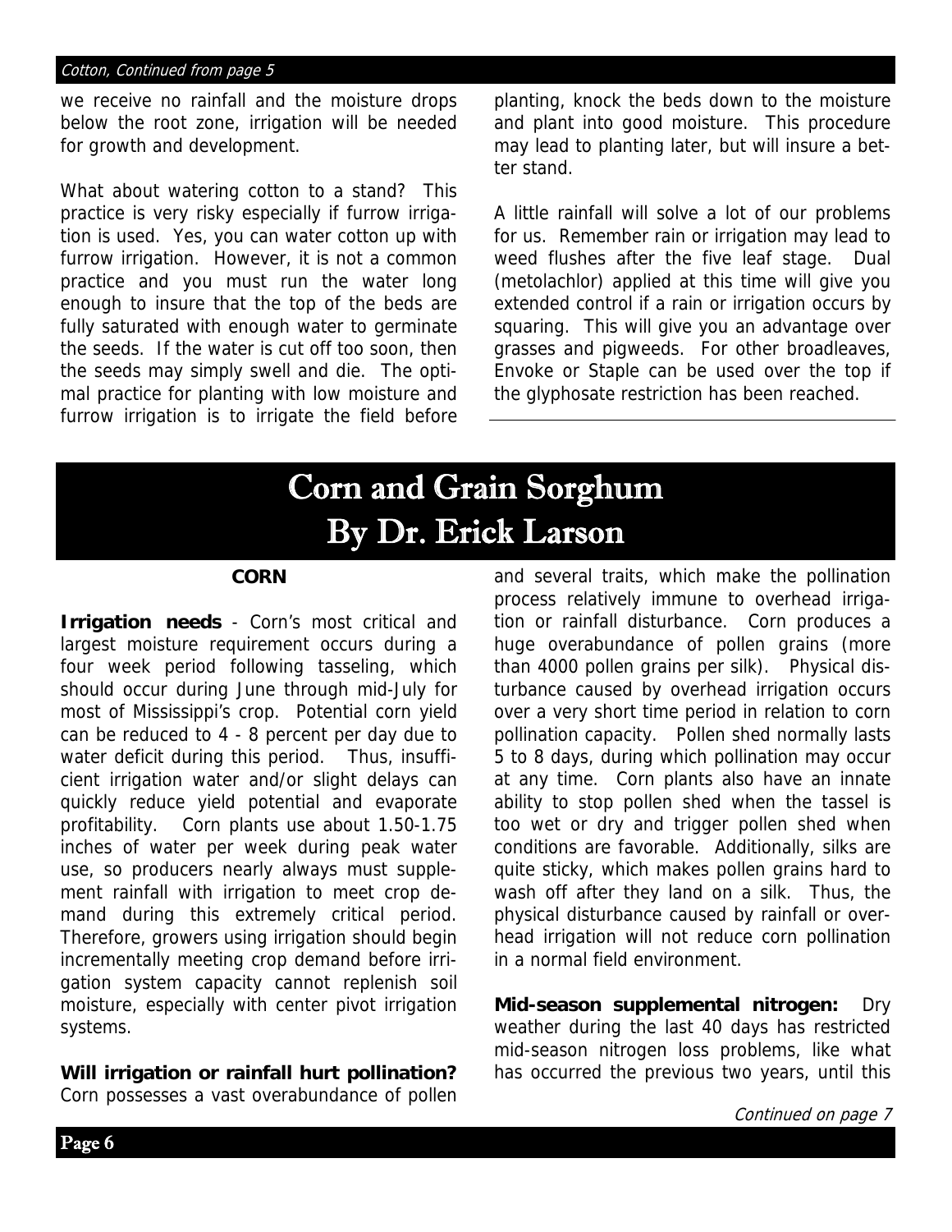*Cotton, Continued from page 5*

we receive no rainfall and the moisture drops below the root zone, irrigation will be needed for growth and development.

What about watering cotton to a stand? This practice is very risky especially if furrow irrigation is used. Yes, you can water cotton up with furrow irrigation. However, it is not a common practice and you must run the water long enough to insure that the top of the beds are fully saturated with enough water to germinate the seeds. If the water is cut off too soon, then the seeds may simply swell and die. The optimal practice for planting with low moisture and furrow irrigation is to irrigate the field before planting, knock the beds down to the moisture and plant into good moisture. This procedure may lead to planting later, but will insure a better stand.

A little rainfall will solve a lot of our problems for us. Remember rain or irrigation may lead to weed flushes after the five leaf stage. Dual (metolachlor) applied at this time will give you extended control if a rain or irrigation occurs by squaring. This will give you an advantage over grasses and pigweeds. For other broadleaves, Envoke or Staple can be used over the top if the glyphosate restriction has been reached.

# Corn and Grain Sorghum
# By Dr. Erick Larson

## CORN

**Irrigation needs** - Corn's most critical and largest moisture requirement occurs during a four week period following tasseling, which should occur during June through mid-July for most of Mississippi's crop. Potential corn yield can be reduced to 4 - 8 percent per day due to water deficit during this period. Thus, insufficient irrigation water and/or slight delays can quickly reduce yield potential and evaporate profitability. Corn plants use about 1.50-1.75 inches of water per week during peak water use, so producers nearly always must supplement rainfall with irrigation to meet crop demand during this extremely critical period. Therefore, growers using irrigation should begin incrementally meeting crop demand before irrigation system capacity cannot replenish soil moisture, especially with center pivot irrigation systems.

**Will irrigation or rainfall hurt pollination?** Corn possesses a vast overabundance of pollen and several traits, which make the pollination process relatively immune to overhead irrigation or rainfall disturbance. Corn produces a huge overabundance of pollen grains (more than 4000 pollen grains per silk). Physical disturbance caused by overhead irrigation occurs over a very short time period in relation to corn pollination capacity. Pollen shed normally lasts 5 to 8 days, during which pollination may occur at any time. Corn plants also have an innate ability to stop pollen shed when the tassel is too wet or dry and trigger pollen shed when conditions are favorable. Additionally, silks are quite sticky, which makes pollen grains hard to wash off after they land on a silk. Thus, the physical disturbance caused by rainfall or overhead irrigation will not reduce corn pollination in a normal field environment.

**Mid-season supplemental nitrogen:** Dry weather during the last 40 days has restricted mid-season nitrogen loss problems, like what has occurred the previous two years, until this

*Continued on page 7*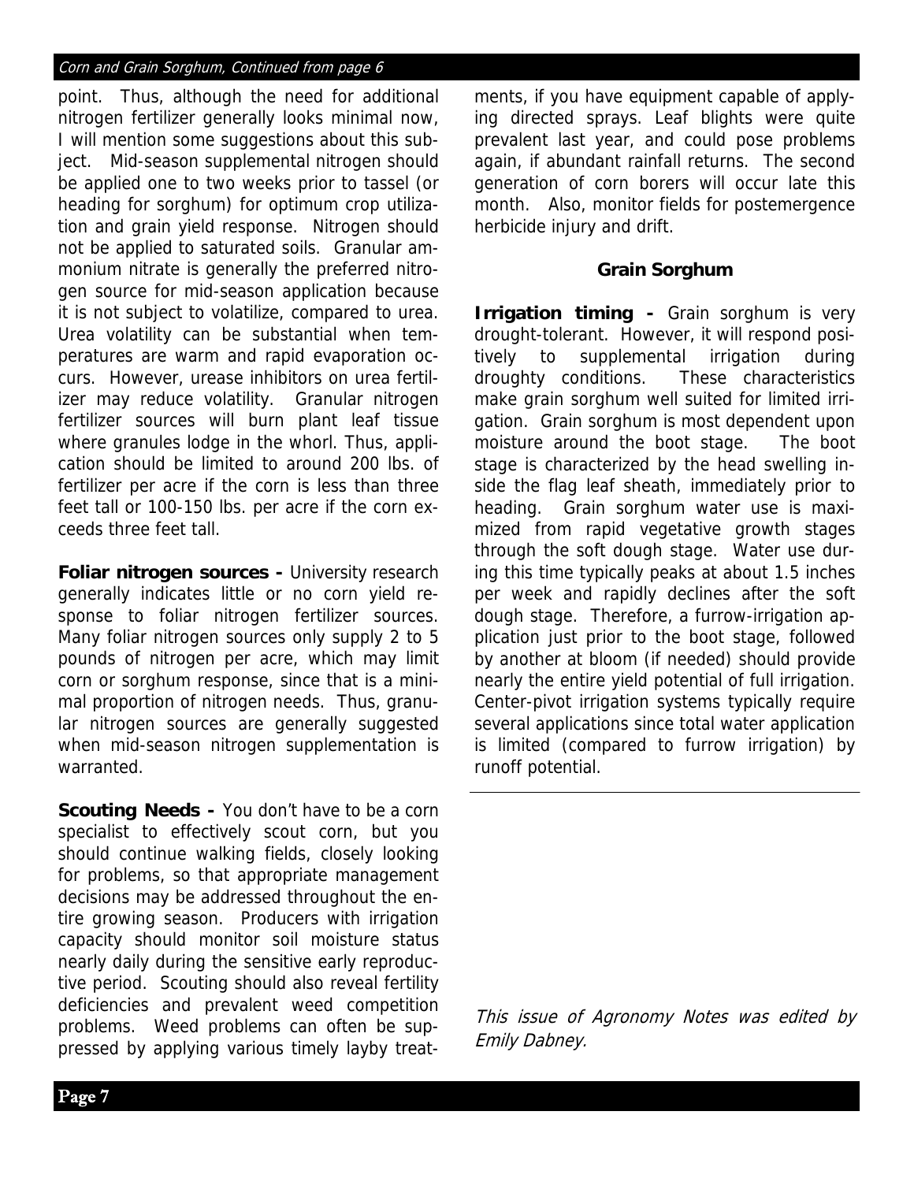point. Thus, although the need for additional nitrogen fertilizer generally looks minimal now, I will mention some suggestions about this subject. Mid-season supplemental nitrogen should be applied one to two weeks prior to tassel (or heading for sorghum) for optimum crop utilization and grain yield response. Nitrogen should not be applied to saturated soils. Granular ammonium nitrate is generally the preferred nitrogen source for mid-season application because it is not subject to volatilize, compared to urea. Urea volatility can be substantial when temperatures are warm and rapid evaporation occurs. However, urease inhibitors on urea fertilizer may reduce volatility. Granular nitrogen fertilizer sources will burn plant leaf tissue where granules lodge in the whorl. Thus, application should be limited to around 200 lbs. of fertilizer per acre if the corn is less than three feet tall or 100-150 lbs. per acre if the corn exceeds three feet tall.

**Foliar nitrogen sources -** University research generally indicates little or no corn yield response to foliar nitrogen fertilizer sources. Many foliar nitrogen sources only supply 2 to 5 pounds of nitrogen per acre, which may limit corn or sorghum response, since that is a minimal proportion of nitrogen needs. Thus, granular nitrogen sources are generally suggested when mid-season nitrogen supplementation is warranted.

**Scouting Needs -** You don't have to be a corn specialist to effectively scout corn, but you should continue walking fields, closely looking for problems, so that appropriate management decisions may be addressed throughout the entire growing season. Producers with irrigation capacity should monitor soil moisture status nearly daily during the sensitive early reproductive period. Scouting should also reveal fertility deficiencies and prevalent weed competition problems. Weed problems can often be suppressed by applying various timely layby treatments, if you have equipment capable of applying directed sprays. Leaf blights were quite prevalent last year, and could pose problems again, if abundant rainfall returns. The second generation of corn borers will occur late this month. Also, monitor fields for postemergence herbicide injury and drift.

## Grain Sorghum

**Irrigation timing -** Grain sorghum is very drought-tolerant. However, it will respond positively to supplemental irrigation during droughty conditions. These characteristics make grain sorghum well suited for limited irrigation. Grain sorghum is most dependent upon moisture around the boot stage. The boot stage is characterized by the head swelling inside the flag leaf sheath, immediately prior to heading. Grain sorghum water use is maximized from rapid vegetative growth stages through the soft dough stage. Water use during this time typically peaks at about 1.5 inches per week and rapidly declines after the soft dough stage. Therefore, a furrow-irrigation application just prior to the boot stage, followed by another at bloom (if needed) should provide nearly the entire yield potential of full irrigation. Center-pivot irrigation systems typically require several applications since total water application is limited (compared to furrow irrigation) by runoff potential.

*This issue of Agronomy Notes was edited by Emily Dabney.*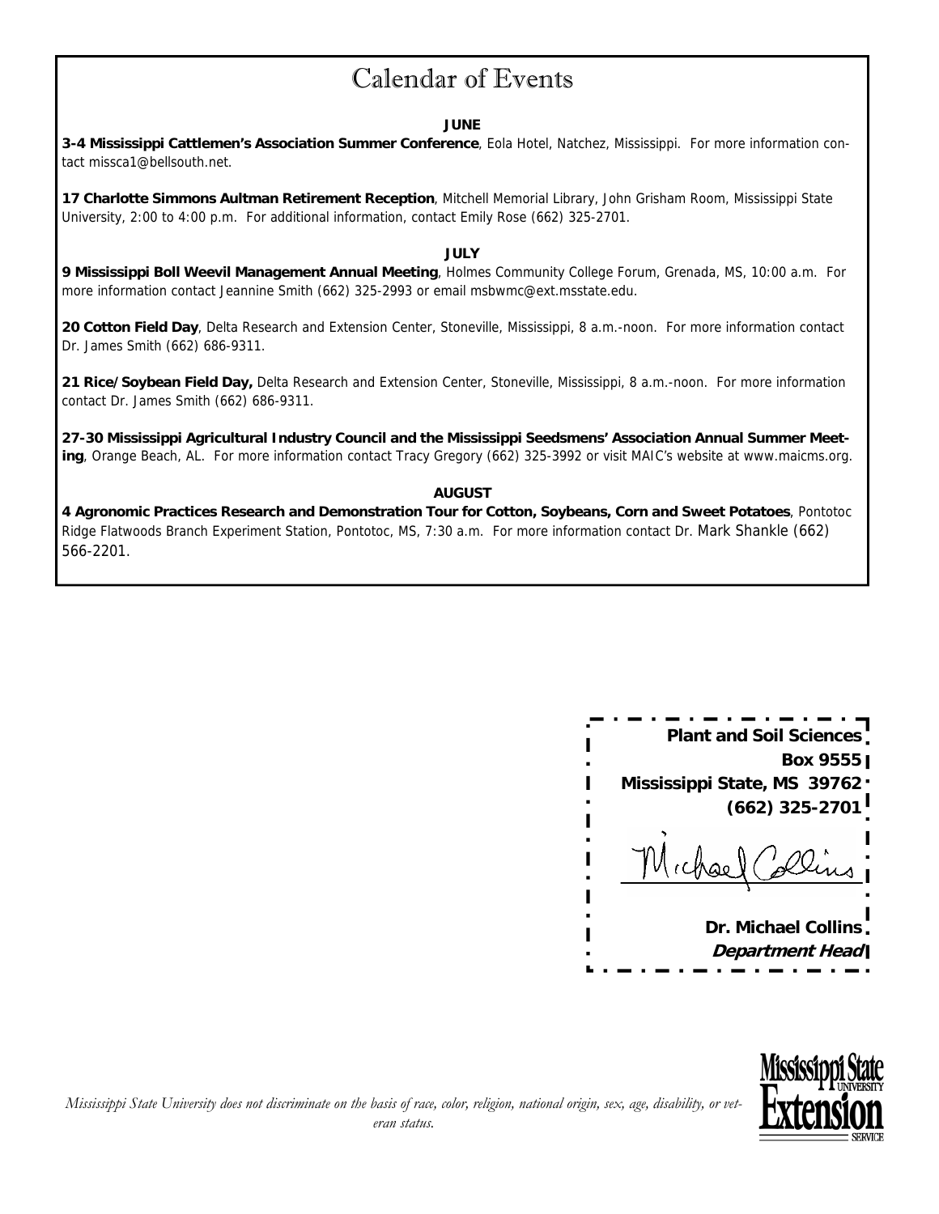# Calendar of Events

**JUNE**

**3-4 Mississippi Cattlemen's Association Summer Conference**, Eola Hotel, Natchez, Mississippi. For more information contact missca1@bellsouth.net.

**17 Charlotte Simmons Aultman Retirement Reception**, Mitchell Memorial Library, John Grisham Room, Mississippi State University, 2:00 to 4:00 p.m. For additional information, contact Emily Rose (662) 325-2701.

**JULY**

**9 Mississippi Boll Weevil Management Annual Meeting**, Holmes Community College Forum, Grenada, MS, 10:00 a.m. For more information contact Jeannine Smith (662) 325-2993 or email msbwmc@ext.msstate.edu.

**20 Cotton Field Day**, Delta Research and Extension Center, Stoneville, Mississippi, 8 a.m.-noon. For more information contact Dr. James Smith (662) 686-9311.

**21 Rice/Soybean Field Day,** Delta Research and Extension Center, Stoneville, Mississippi, 8 a.m.-noon. For more information contact Dr. James Smith (662) 686-9311.

**27-30 Mississippi Agricultural Industry Council and the Mississippi Seedsmens' Association Annual Summer Meeting**, Orange Beach, AL. For more information contact Tracy Gregory (662) 325-3992 or visit MAIC's website at www.maicms.org.

**AUGUST**

**4 Agronomic Practices Research and Demonstration Tour for Cotton, Soybeans, Corn and Sweet Potatoes**, Pontotoc Ridge Flatwoods Branch Experiment Station, Pontotoc, MS, 7:30 a.m. For more information contact Dr. Mark Shankle (662) 566-2201.

**Plant and Soil Sciences**
**Box 9555**
**Mississippi State, MS 39762**
**(662) 325-2701**

Michael Collins

**Dr. Michael Collins**
***Department Head***

*Mississippi State University does not discriminate on the basis of race, color, religion, national origin, sex, age, disability, or veteran status.*

Mississippi State University Extension Service